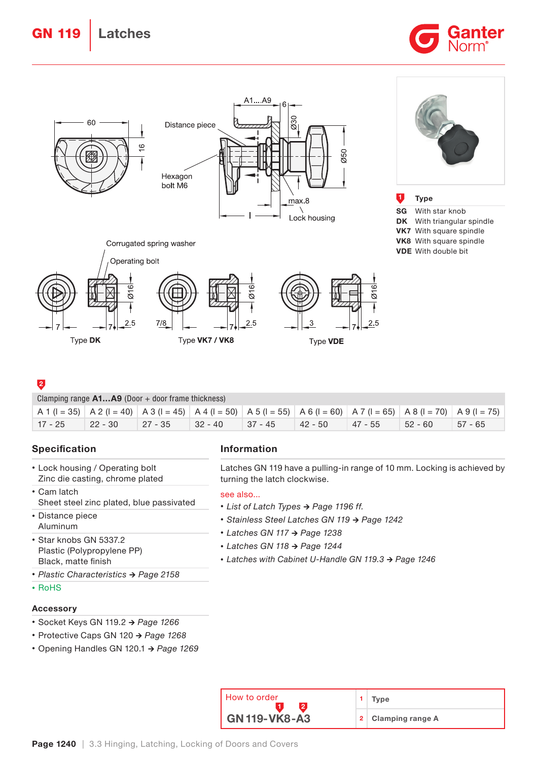# GN 119 Latches

Distance piece

Hexagon bolt M6

Lock housing

Corrugated spring washer

Operating bolt

Type DK

Type VK7 / VK8

Type VDE

| 1 | Type |
|---|---|
| SG | With star knob |
| DK | With triangular spindle |
| VK7 | With square spindle |
| VK8 | With square spindle |
| VDE | With double bit |

2

| Clamping range **A1...A9** (Door + door frame thickness) | | | | | | | | |
|---|---|---|---|---|---|---|---|---|
| A 1 (l = 35) | A 2 (l = 40) | A 3 (l = 45) | A 4 (l = 50) | A 5 (l = 55) | A 6 (l = 60) | A 7 (l = 65) | A 8 (l = 70) | A 9 (l = 75) |
| 17 - 25 | 22 - 30 | 27 - 35 | 32 - 40 | 37 - 45 | 42 - 50 | 47 - 55 | 52 - 60 | 57 - 65 |

## Specification

- Lock housing / Operating bolt
  Zinc die casting, chrome plated
- Cam latch
  Sheet steel zinc plated, blue passivated
- Distance piece
  Aluminum
- Star knobs GN 5337.2
  Plastic (Polypropylene PP)
  Black, matte finish
- *Plastic Characteristics → Page 2158*
- RoHS

### Accessory

- Socket Keys GN 119.2 → *Page 1266*
- Protective Caps GN 120 → *Page 1268*
- Opening Handles GN 120.1 → *Page 1269*

## Information

Latches GN 119 have a pulling-in range of 10 mm. Locking is achieved by turning the latch clockwise.

see also...

- *List of Latch Types → Page 1196 ff.*
- *Stainless Steel Latches GN 119 → Page 1242*
- *Latches GN 117 → Page 1238*
- *Latches GN 118 → Page 1244*
- *Latches with Cabinet U-Handle GN 119.3 → Page 1246*

| How to order | | |
|---|---|---|
| **GN 119-VK8-A3** | 1 | **Type** |
| | 2 | **Clamping range A** |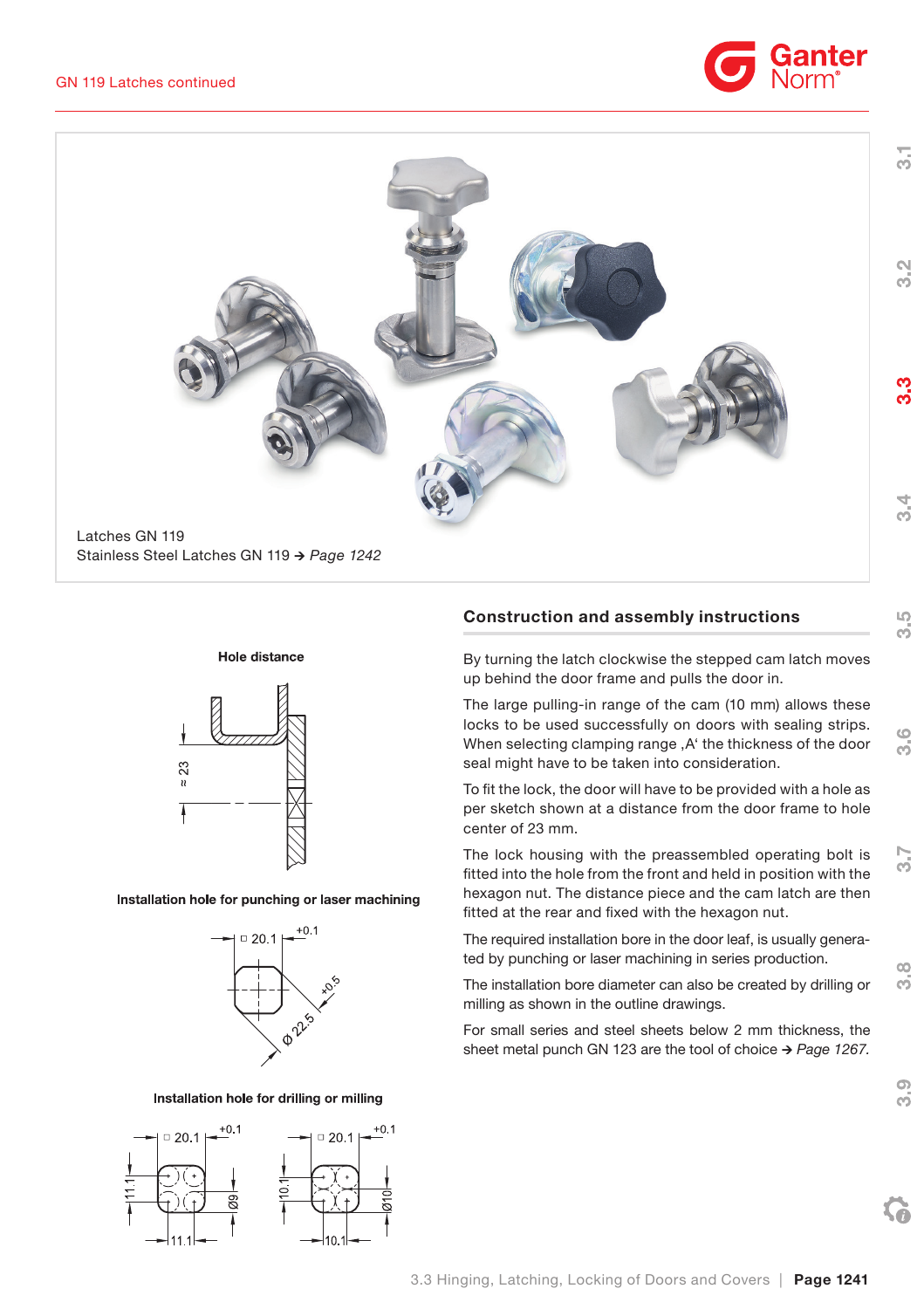Latches GN 119
Stainless Steel Latches GN 119 → *Page 1242*

**Hole distance**

≈ 23

**Installation hole for punching or laser machining**

□ 20.1 +0.1

Ø 22.5 +0.5

**Installation hole for drilling or milling**

□ 20.1 +0.1

11.1

11.1

Ø9

□ 20.1 +0.1

10.1

10.1

Ø10

## Construction and assembly instructions

By turning the latch clockwise the stepped cam latch moves up behind the door frame and pulls the door in.

The large pulling-in range of the cam (10 mm) allows these locks to be used successfully on doors with sealing strips. When selecting clamping range ‚A' the thickness of the door seal might have to be taken into consideration.

To fit the lock, the door will have to be provided with a hole as per sketch shown at a distance from the door frame to hole center of 23 mm.

The lock housing with the preassembled operating bolt is fitted into the hole from the front and held in position with the hexagon nut. The distance piece and the cam latch are then fitted at the rear and fixed with the hexagon nut.

The required installation bore in the door leaf, is usually generated by punching or laser machining in series production.

The installation bore diameter can also be created by drilling or milling as shown in the outline drawings.

For small series and steel sheets below 2 mm thickness, the sheet metal punch GN 123 are the tool of choice → *Page 1267.*